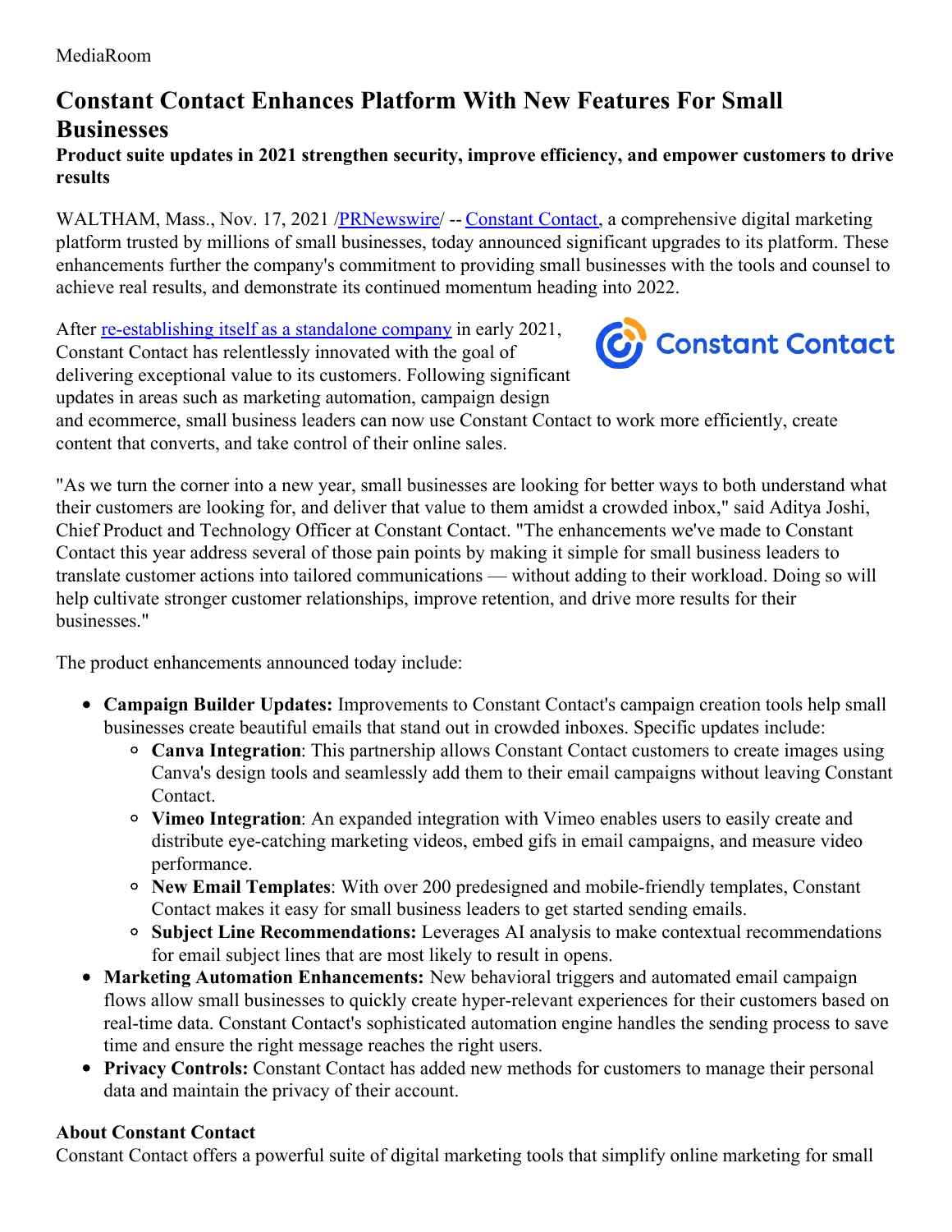MediaRoom

# Constant Contact Enhances Platform With New Features For Small Businesses

**Product suite updates in 2021 strengthen security, improve efficiency, and empower customers to drive results**

WALTHAM, Mass., Nov. 17, 2021 /PRNewswire/ -- Constant Contact, a comprehensive digital marketing platform trusted by millions of small businesses, today announced significant upgrades to its platform. These enhancements further the company's commitment to providing small businesses with the tools and counsel to achieve real results, and demonstrate its continued momentum heading into 2022.

After re-establishing itself as a standalone company in early 2021, Constant Contact has relentlessly innovated with the goal of delivering exceptional value to its customers. Following significant updates in areas such as marketing automation, campaign design and ecommerce, small business leaders can now use Constant Contact to work more efficiently, create content that converts, and take control of their online sales.

"As we turn the corner into a new year, small businesses are looking for better ways to both understand what their customers are looking for, and deliver that value to them amidst a crowded inbox," said Aditya Joshi, Chief Product and Technology Officer at Constant Contact. "The enhancements we've made to Constant Contact this year address several of those pain points by making it simple for small business leaders to translate customer actions into tailored communications — without adding to their workload. Doing so will help cultivate stronger customer relationships, improve retention, and drive more results for their businesses."

The product enhancements announced today include:

- **Campaign Builder Updates:** Improvements to Constant Contact's campaign creation tools help small businesses create beautiful emails that stand out in crowded inboxes. Specific updates include:
  - **Canva Integration**: This partnership allows Constant Contact customers to create images using Canva's design tools and seamlessly add them to their email campaigns without leaving Constant Contact.
  - **Vimeo Integration**: An expanded integration with Vimeo enables users to easily create and distribute eye-catching marketing videos, embed gifs in email campaigns, and measure video performance.
  - **New Email Templates**: With over 200 predesigned and mobile-friendly templates, Constant Contact makes it easy for small business leaders to get started sending emails.
  - **Subject Line Recommendations:** Leverages AI analysis to make contextual recommendations for email subject lines that are most likely to result in opens.
- **Marketing Automation Enhancements:** New behavioral triggers and automated email campaign flows allow small businesses to quickly create hyper-relevant experiences for their customers based on real-time data. Constant Contact's sophisticated automation engine handles the sending process to save time and ensure the right message reaches the right users.
- **Privacy Controls:** Constant Contact has added new methods for customers to manage their personal data and maintain the privacy of their account.

### About Constant Contact

Constant Contact offers a powerful suite of digital marketing tools that simplify online marketing for small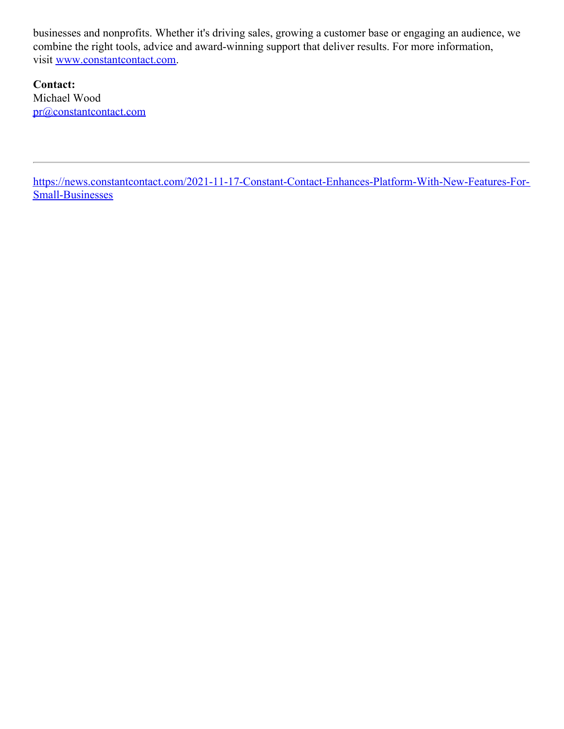businesses and nonprofits. Whether it's driving sales, growing a customer base or engaging an audience, we combine the right tools, advice and award-winning support that deliver results. For more information, visit www.constantcontact.com.

**Contact:**
Michael Wood
pr@constantcontact.com

---

https://news.constantcontact.com/2021-11-17-Constant-Contact-Enhances-Platform-With-New-Features-For-Small-Businesses